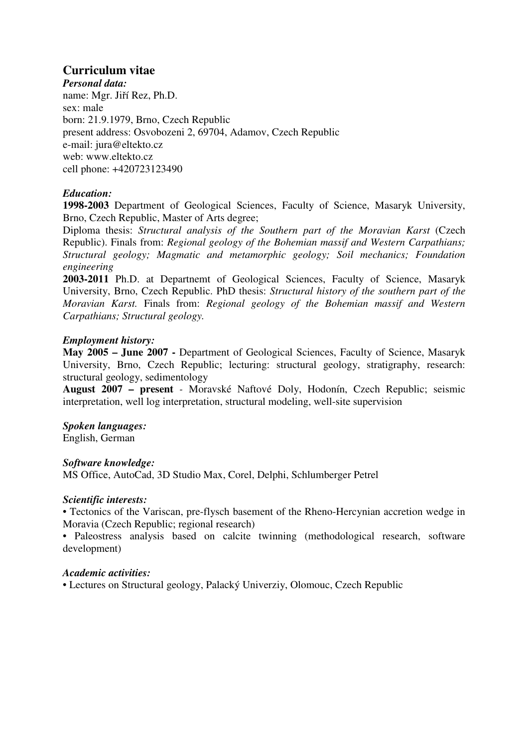## Curriculum vitae

***Personal data:***

name: Mgr. Jiří Rez, Ph.D.
sex: male
born: 21.9.1979, Brno, Czech Republic
present address: Osvobozeni 2, 69704, Adamov, Czech Republic
e-mail: jura@eltekto.cz
web: www.eltekto.cz
cell phone: +420723123490

***Education:***

**1998-2003** Department of Geological Sciences, Faculty of Science, Masaryk University, Brno, Czech Republic, Master of Arts degree;
Diploma thesis: *Structural analysis of the Southern part of the Moravian Karst* (Czech Republic). Finals from: *Regional geology of the Bohemian massif and Western Carpathians; Structural geology; Magmatic and metamorphic geology; Soil mechanics; Foundation engineering*

**2003-2011** Ph.D. at Departnemt of Geological Sciences, Faculty of Science, Masaryk University, Brno, Czech Republic. PhD thesis: *Structural history of the southern part of the Moravian Karst.* Finals from: *Regional geology of the Bohemian massif and Western Carpathians; Structural geology.*

***Employment history:***

**May 2005 – June 2007 -** Department of Geological Sciences, Faculty of Science, Masaryk University, Brno, Czech Republic; lecturing: structural geology, stratigraphy, research: structural geology, sedimentology

**August 2007 – present** - Moravské Naftové Doly, Hodonín, Czech Republic; seismic interpretation, well log interpretation, structural modeling, well-site supervision

***Spoken languages:***

English, German

***Software knowledge:***

MS Office, AutoCad, 3D Studio Max, Corel, Delphi, Schlumberger Petrel

***Scientific interests:***

- Tectonics of the Variscan, pre-flysch basement of the Rheno-Hercynian accretion wedge in Moravia (Czech Republic; regional research)
- Paleostress analysis based on calcite twinning (methodological research, software development)

***Academic activities:***

- Lectures on Structural geology, Palacký Univerziy, Olomouc, Czech Republic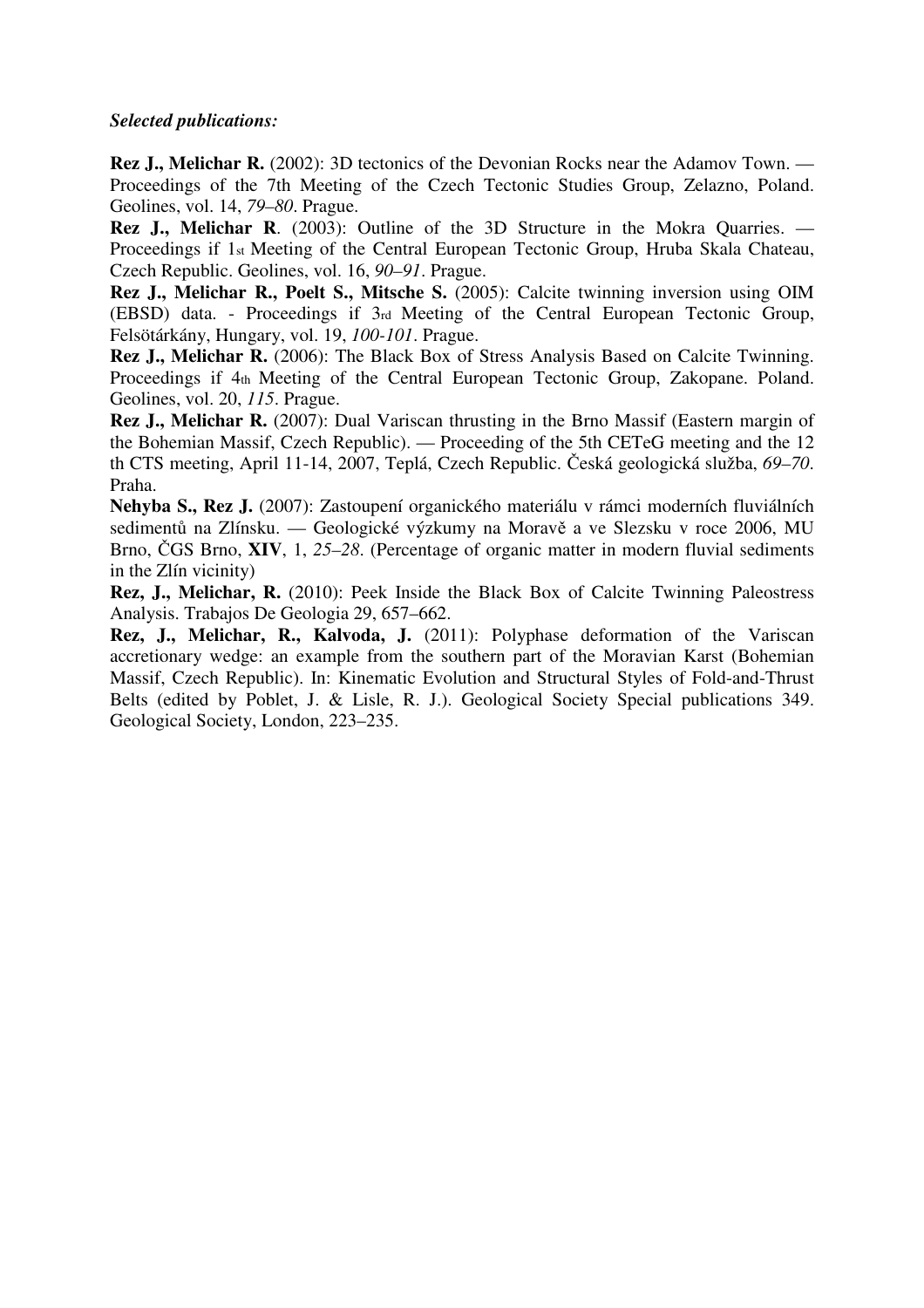***Selected publications:***

**Rez J., Melichar R.** (2002): 3D tectonics of the Devonian Rocks near the Adamov Town. — Proceedings of the 7th Meeting of the Czech Tectonic Studies Group, Zelazno, Poland. Geolines, vol. 14, *79–80*. Prague.

**Rez J., Melichar R**. (2003): Outline of the 3D Structure in the Mokra Quarries. — Proceedings if 1st Meeting of the Central European Tectonic Group, Hruba Skala Chateau, Czech Republic. Geolines, vol. 16, *90–91*. Prague.

**Rez J., Melichar R., Poelt S., Mitsche S.** (2005): Calcite twinning inversion using OIM (EBSD) data. - Proceedings if 3rd Meeting of the Central European Tectonic Group, Felsötárkány, Hungary, vol. 19, *100-101*. Prague.

**Rez J., Melichar R.** (2006): The Black Box of Stress Analysis Based on Calcite Twinning. Proceedings if 4th Meeting of the Central European Tectonic Group, Zakopane. Poland. Geolines, vol. 20, *115*. Prague.

**Rez J., Melichar R.** (2007): Dual Variscan thrusting in the Brno Massif (Eastern margin of the Bohemian Massif, Czech Republic). — Proceeding of the 5th CETeG meeting and the 12 th CTS meeting, April 11-14, 2007, Teplá, Czech Republic. Česká geologická služba, *69–70*. Praha.

**Nehyba S., Rez J.** (2007): Zastoupení organického materiálu v rámci moderních fluviálních sedimentů na Zlínsku. — Geologické výzkumy na Moravě a ve Slezsku v roce 2006, MU Brno, ČGS Brno, **XIV**, 1, *25–28*. (Percentage of organic matter in modern fluvial sediments in the Zlín vicinity)

**Rez, J., Melichar, R.** (2010): Peek Inside the Black Box of Calcite Twinning Paleostress Analysis. Trabajos De Geologia 29, 657–662.

**Rez, J., Melichar, R., Kalvoda, J.** (2011): Polyphase deformation of the Variscan accretionary wedge: an example from the southern part of the Moravian Karst (Bohemian Massif, Czech Republic). In: Kinematic Evolution and Structural Styles of Fold-and-Thrust Belts (edited by Poblet, J. & Lisle, R. J.). Geological Society Special publications 349. Geological Society, London, 223–235.